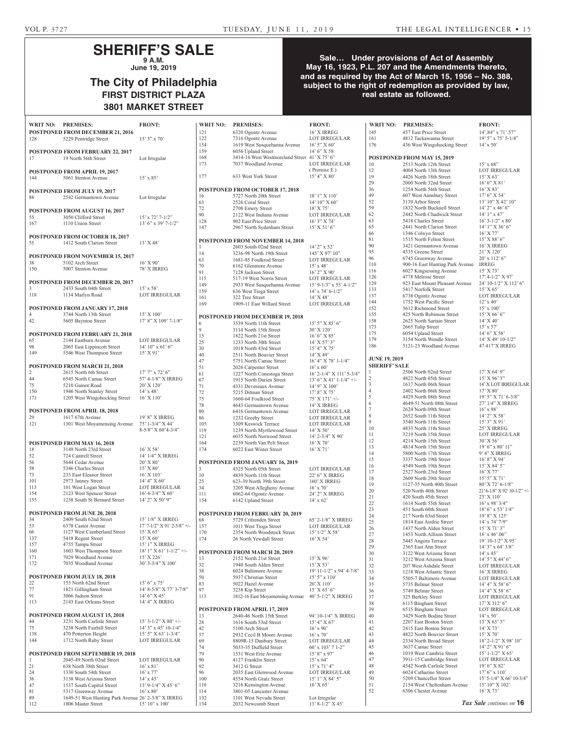# SHERIFF'S SALE

**9 A.M.**

**June 19, 2019**

## The City of Philadelphia

### FIRST DISTRICT PLAZA

### 3801 MARKET STREET

**Sale… Under provisions of Act of Assembly May 16, 1923, P.L. 207 and the Amendments thereto, and as required by the Act of March 15, 1956 – No. 388, subject to the right of redemption as provided by law, real estate as followed.**

| WRIT NO: | PREMISES: | FRONT: |
|---|---|---|
| **POSTPONED FROM DECEMBER 21, 2016** | | |
| 128 | 5229 Pentridge Street | 15' 3" x 70' |
| **POSTPONED FROM FEBRUARY 22, 2017** | | |
| 17 | 19 North 56th Street | Lot Irregular |
| **POSTPONED FROM APRIL 19, 2017** | | |
| 144 | 5061 Stenton Avenue | 15' x 85' |
| **POSTPONED FROM JULY 19, 2017** | | |
| 88 | 2542 Germantown Avenue | Lot Irregular |
| **POSTPONED FROM AUGUST 16, 2017** | | |
| 55 | 3050 Clifford Street | 15' x 72' 7-1/2" |
| 167 | 1110 Union Street | 13' 6" x 39' 7-1/2" |
| **POSTPONED FROM OCTOBER 18, 2017** | | |
| 55 | 1412 South Clarion Street | 13' X 48' |
| **POSTPONED FROM NOVEMBER 15, 2017** | | |
| 38 | 5102 Arch Street | 16' X 90' |
| 150 | 5007 Stenton Avenue | 78' X IRREG |
| **POSTPONED FROM DECEMBER 20, 2017** | | |
| 3 | 2433 South 04th Street | 15' x 58' |
| 118 | 1134 Marlyn Road | LOT IRREGULAR |
| **POSTPONED FROM JANUARY 17, 2018** | | |
| 4 | 3744 North 13th Street | 15' X 100' |
| 42 | 5605 Baynton Street | 17' 8" X 109' 7-1/8" |
| **POSTPONED FROM FEBRUARY 21, 2018** | | |
| 65 | 2144 Eastburn Avenue | LOT IRREGULAR |
| 98 | 2065 East Lippincott Street | 14' 10" x 61' 6" |
| 149 | 5546 West Thompson Street | 15' X 91' |
| **POSTPONED FROM MARCH 21, 2018** | | |
| 2 | 2615 North 6th Street | 17' 7" x 72' 6" |
| 44 | 6545 North Camac Street | 57' 4-1/8" X IRREG |
| 75 | 5210 Gainor Road | 20' X 120' |
| 150 | 1946 North Stanley Street | 14' x 48' |
| 171 | 1205 West Wingohocking Street | 16' X 110' |
| **POSTPONED FROM APRIL 18, 2018** | | |
| 29 | 1617 67th Avenue | 19' 8" X IRREG |
| 121 | 1301 West Moyamensing Avenue | 75' 1-3/4" X 44' 8-5/8" X 60'4-3/4" |
| **POSTPONED FROM MAY 16, 2018** | | |
| 18 | 3149 North 23rd Street | 16' X 58' |
| 52 | 724 Cantrell Street | 14' 1/4" X IRREG |
| 56 | 5644 Cedar Avenue | 20' X 80' |
| 58 | 5346 Charles Street | 15' X 80' |
| 73 | 233 East Eleanor Street | 16' X 103' |
| 101 | 2973 Janney Street | 14' 4" X 60' |
| 113 | 101 West Logan Street | LOT IRREGULAR |
| 154 | 2123 West Spencer Street | 16' 4-3/4" X 60' |
| 155 | 1238 South St Bernard Street | 14' 2" X 50' 9" |
| **POSTPONED FROM JUNE 20, 2018** | | |
| 34 | 2409 South 62nd Street | 15' 1/8" X IRREG |
| 53 | 6378 Castor Avenue | 17' 7-1/2" X 91' 2-5/8" +/- |
| 66 | 1127 West Cumberland Street | 15' X 65' |
| 137 | 5418 Regent Street | 15' X 60' |
| 157 | 4755 Tampa Street | 15' 1" X IRREG |
| 160 | 1603 West Thompson Street | 18' 1" X 61' 1-1/2" +/- |
| 171 | 7029 Woodland Avenue | 15' X 226' |
| 172 | 7035 Woodland Avenue | 30' 3-3/4" X 100' |
| **POSTPONED FROM JULY 18, 2018** | | |
| 22 | 155 North 62nd Street | 15' 6" x 75' |
| 77 | 1821 Gillingham Street | 14' 8-5/8" X 77' 3-7/8" |
| 91 | 3066 Judson Street | 14' 6" X 45' |
| 113 | 2143 East Orleans Street | 14' 4" X IRREG |
| **POSTPONED FROM AUGUST 15, 2018** | | |
| 44 | 3231 North Carlisle Street | 15' 3-1/2" X 80' +/- |
| 75 | 3238 North Fairhill Street | 14' 3" x 45' 10-1/4" |
| 138 | 470 Potterton Height | 15' 5" X 63' 1-3/4" |
| 144 | 1712 North Ruby Street | LOT IRREGULAR |
| **POSTPONED FROM SEPTEMBER 19, 2018** | | |
| 1 | 2045-49 North 02nd Street | LOT IRREGULAR |
| 21 | 638 North 38th Street | 16' x 81' |
| 24 | 1330 South 54th Street | 16' x 77' |
| 36 | 3138 West Arizona Street | 14' x 45' |
| 47 | 1537 South Capitol Street | 13' 9-1/4" X 45' 6" |
| 81 | 5317 Greenway Avenue | 16' x 80' |
| 89 | 1649-51 West Hunting Park Avenue | 26' 2-3/8" X IRREG |
| 112 | 1806 Master Street | 15' 10" x 100' |
| 121 | 6320 Ogontz Avenue | 16' X IRREG |
| 122 | 7316 Ogontz Avenue | LOT IRREGULAR |
| 154 | 1619 West Susquehanna Avenue | 16' 5" X 60' |
| 159 | 6056 Upland Street | 14' 6" X 58 |
| 168 | 3414-16 West Westmoreland Street | 41' X 75' 6" |
| 173 | 7037 Woodland Avenue | LOT IRREGULAR ( Premise E ) |
| 177 | 633 West York Street | 15' 4" X 80' |
| **POSTPONED FROM OCTOBER 17, 2018** | | |
| 16 | 5727 North 20th Street | 18' 1" X 110' |
| 63 | 2526 Coral Street | 14' 10" X 60' |
| 72 | 2708 Emery Street | 18' X 75' |
| 90 | 2122 West Indiana Avenue | LOT IRREGULAR |
| 128 | 902 East Price Street | 16' 3" X 74' |
| 147 | 2967 North Sydenham Street | 15' X 51' 6" |
| **POSTPONED FROM NOVEMBER 14, 2018** | | |
| 1 | 2603 South 02nd Street | 14' 2" x 52' |
| 14 | 3236-98 North 19th Street | 145' X 97' 10" |
| 63 | 1681-85 Foulkrod Street | LOT IRREGULAR |
| 70 | 6162 Glenmore Avenue | 15' x 48' |
| 91 | 7128 Jackson Street | 16' 2" X 90' |
| 115 | 517-19 West Norris Street | LOT IRREGULAR |
| 149 | 2933 West Susquehanna Avenue | 15' 9-1/3" x 55' 4-1/2" |
| 159 | 636 West Tioga Street | 14' x 74' 6-1/2" |
| 161 | 322 Tree Street | 14' X 48' |
| 169 | 1909-11 East Willard Street | LOT IRREGULAR |
| **POSTPONED FROM DECEMBER 19, 2018** | | |
| 6 | 3539 North 11th Street | 15' 5" X 85' 6" |
| 9 | 3114 North 15th Street | 30' X 120' |
| 15 | 1822 North 21st Street | 16' 6" X 85' |
| 25 | 1233 North 30th Street | 14' X 57' 3" |
| 30 | 1018 North 43rd Street | 15' 4" X 75' |
| 40 | 2511 North Bouvier Street | 14' X 49' |
| 47 | 5751 North Camac Street | 16' 4" X 78' 1-1/4" |
| 51 | 2026 Carpenter Street | 16' x 60' |
| 61 | 1227 North Conestoga Street | 16' 2-1/4" X 111' 5-3/4" |
| 67 | 1915 North Darien Street | 13' 6" X 41' 1-1/4" +/- |
| 71 | 4331 Devereaux Avenue | 14' 9" X 100' |
| 72 | 5215 Ditman Street | 17' 8" X 75' |
| 75 | 1660-64 Foulkrod Street | 75' X 171' +/- |
| 78 | 4643 Germantown Avenue | 14' X IRREG |
| 80 | 6416 Germantown Avenue | LOT IRREGULAR |
| 86 | 1232 Greeby Street | LOT IRREGULAR |
| 105 | 3309 Keswick Terrace | LOT IRREGULAR |
| 119 | 1239 North Myrtlewood Street | 14' X 50' |
| 121 | 6035 North Norwood Street | 14' 2-3/4" X 90' |
| 164 | 2239 North Van Pelt Street | 16' X 70' |
| 174 | 6022 East Wister Street | 16' X 71' |
| **POSTPONED FROM JANUARY 16, 2019** | | |
| 3 | 4325 North 05th Street | LOT IRREGULAR |
| 10 | 4839 North 11th Street | 22' 6" X IRREG |
| 25 | 623-39 North 39th Street | 160' X IRREG |
| 34 | 3205 West Allegheny Avenue | 16' x 70' |
| 111 | 6062-64 Ogontz Avenue | 24' 2" X IRREG |
| 154 | 6142 Upland Street | 14' x 62' |
| **POSTPONED FROM FEBRUARY 20, 2019** | | |
| 68 | 5729 Crittenden Street | 65' 2-1/8" X IRREG |
| 157 | 1011 West Tioga Street | LOT IRREGULAR |
| 170 | 2354 North Woodstock Street | 15' 1/2" X 58' |
| 174 | 26 North Yewdall Street | 16' X 54' |
| **POSTPONED FROM MARCH 20, 2019** | | |
| 13 | 2152 North 21st Street | 15' X 96' |
| 32 | 1940 South Alden Street | 15' X 53' |
| 38 | 6024 Baltimore Avenue | 19' 11-1/2" x 94' 4-7/8" |
| 50 | 5937 Christian Street | 15' 5" x 110' |
| 83 | 5022 Hazel Avenue | 20' X 110' |
| 97 | 3238 Kip Street | 15' X 65' 6" |
| 113 | 1812-16 East Moyamensing Avenue | 40' 5-1/2" X IRREG |
| **POSTPONED FROM APRIL 17, 2019** | | |
| 13 | 2640-46 North 15th Street | 94' 10-1/4" X IRREG |
| 28 | 1616 South 53rd Street | 15' 4" X 67' |
| 42 | 5100 Arch Street | 16' x 90' |
| 57 | 2932 Cecil B Moore Avenue | 16' x 70' |
| 69 | 8809R-15 Danbury Street | LOT IRREGULAR |
| 74 | 5033-35 Duffield Street | 60' x 103' 7 1-2" |
| 79 | 1531 West Erie Avenue | 15' 8" x 97' |
| 90 | 4127 Franklin Street | 15' x 64' |
| 92 | 3412 G Street | 15' x 71' 4" |
| 96 | 2035 East Glenwood Avenue | LOT IRREGULAR |
| 100 | 4554 North Gratz Street | 15' 1" X 84' 5" |
| 110 | 3216 Kensington Avenue | 16' X 65' |
| 114 | 3801-05 Lancaster Avenue | |
| 132 | 1101 West Nevada Street | Lot Irregular |
| 134 | 2032 Newcomb Street | 13' 8-1/2" X 45' |
| 145 | 457 East Price Street | 14'.84" x 71'.57" |
| 161 | 4812 Tackawanna Street | 19' 5" x 75' 5-1/4" |
| 176 | 436 West Wingohocking Street | 14' x 50' |
| **POSTPONED FROM MAY 15, 2019** | | |
| 10 | 2513 North 12th Street | 15' x 68" |
| 12 | 4004 North 13th Street | LOT IRREGULAR |
| 19 | 4426 North 18th Street | 15' X 63' |
| 29 | 2000 North 32nd Street | 16' 6" X 81' |
| 36 | 1254 North 56th Street | 16' X 83' |
| 49 | 607 West Annsbury Street | 17' 6" X 54' |
| 52 | 3139 Arbor Street | 13' 10" X 42' 10" |
| 59 | 1832 North Bucknell Street | 14' 2" x 46' 6" |
| 62 | 2442 North Chadwick Street | 14' 1" x 47' |
| 63 | 5418 Charles Street | 16' 3-1/2" x 80' |
| 65 | 2441 North Clarion Street | 14' 1" X 36' 6" |
| 66 | 1346 Colwyn Street | 16' X 77' |
| 81 | 1515 North Felton Street | 15' X 88' 6" |
| 90 | 3421 Germantown Avenue | 16' X IRREG |
| 95 | 4535 Greene Street | 21' X 120' |
| 96 | 6745 Greenway Avenue | 20' x 112' 6" |
| 110 | 900-16 East Hunting Park Avenue | IRREG |
| 116 | 6027 Kingsessing Avenue | 15' X 73' |
| 126 | 4778 Melrose Street | 17' 4-1/2" X 97' |
| 129 | 923 East Mount Pleasant Avenue | 24' 10-1/2" X 112' 6" |
| 133 | 5417 Norfolk Street | 15' X 65' |
| 137 | 6738 Ogontz Avenue | LOT IRREGULAR |
| 144 | 1752 West Pacific Street | 12' x 40' |
| 152 | 3612 Richmond Street | 15' x 100' |
| 155 | 425 North Robinson Street | 15' X 66' 6" |
| 158 | 2625 North Sartain Street | 14' X 40' |
| 173 | 2665 Tulip Street | 15' x 57' |
| 175 | 6054 Upland Street | 14' 6" X 58' |
| 179 | 3154 North Wendle Street | 14' X 49' 10-1/2" |
| 186 | 5121-23 Woodland Avenue | 47.417'X IRREG |
| **JUNE 19, 2019 SHERIFF' SALE** | | |
| 1 | 2506 North 02nd Street | 17' X 64' 9" |
| 2 | 4822 North 05th Street | 15' X 96' 3" |
| 3 | 1617 North 06th Street | 14' X LOT IRREGULAR |
| 4 | 2402 North 06th Street | 17' X 80' |
| 5 | 4429 North 08th Street | 19' 5" X 71' 6-3/8" |
| 6 | 4649-51 North 08th Street | 27' 1/4" X IRREG |
| 7 | 2624 North 09th Street | 16' x 98' |
| 8 | 2652 South 11th Street | 14' 2" X 58' |
| 9 | 3540 North 11th Street | 15' 3" X 91' |
| 10 | 4833 North 11th Street | 25' X IRREG |
| 11 | 3219 North 15th Street | LOT IRREGULAR |
| 12 | 4214 North 15th Street | 30' X 56' |
| 13 | 4814 North 15th Street | 19' 6" x 80' 11" |
| 14 | 5800 North 17th Street | 9' 4" X IRREG |
| 15 | 3337 North 19th Street | 16' 8" X 94' |
| 16 | 4549 North 19th Street | 15' X 84' 5" |
| 17 | 2527 North 23rd Street | 16' X 77' |
| 18 | 2609 North 29th Street | 15' 5" X 71' |
| 19 | 1127-35 North 40th Street | 80' X 72' 6-1/8" |
| 20 | 520 North 40th Street | 21' 6-1/8" X 92' 10-1/2" +/- |
| 21 | 420 South 45th Street | 23' X 110' |
| 22 | 1614 North 55th Street | 16' x 98' 3/4" |
| 23 | 451 South 60th Street | 18' 6" x 53' 1/4" |
| 24 | 217 North 63rd Street | 19' 8" X 125' |
| 25 | 1814 East Airdrie Street | 14' x 74' 7/9" |
| 26 | 1437 North Alden Street | 15' X 71' 3" |
| 27 | 1453 North Allison Street | 16' x 46'.06" |
| 28 | 5445 Angora Terrace | 19' 10-1/2" X 95' |
| 29 | 2365 East Ann Street | 14' 3" x 64' 3/8" |
| 30 | 3122 West Arizona Street | 14' x 45' |
| 31 | 3212 West Arizona Street | 14' 5" X 44' 6" |
| 32 | 207 West Ashdale Street | LOT IRREGULAR |
| 33 | 1218 West Atlantic Street | 16' X IRREG |
| 34 | 5505-7 Baltimore Avenue | LOT IRREGULAR |
| 35 | 5735 Belmar Street | 14' 4" X 58' 6" |
| 36 | 5749 Belmar Street | 14' 4" X 58' 6" |
| 37 | 325 Berkley Street | LOT IRREGULAR |
| 38 | 6115 Bingham Street | 17' X 112' 6" |
| 39 | 6515 Bingham Street | LOT IRREGULAR |
| 40 | 3429 North Bodine Street | 14' x 50' |
| 41 | 2207 East Boston Street | 13' X 65' 3" |
| 42 | 2415 East Boston Street | 14' X 73' |
| 43 | 4822 North Bouvier Street | 15' X 70' |
| 44 | 2334 North Broad Street | 18' 2-1/2" X 98' 10" |
| 45 | 3637 Camac Street | 14' 2" X 91' 6" |
| 46 | 1019 West Cambria Street | 15' 1-1/2" X 65' |
| 47 | 3911-15 Cambridge Street | LOT IRREGULAR |
| 48 | 4542 North Carlisle Street | 19' 6" X 82' |
| 49 | 6024 Catharine Street | 17' 6" x 110' |
| 50 | 5209 Chancellor Street | 15' 5-1/4" X 66' 10-3/4" |
| 51 | 2154 West Cheltenham Avenue | 15' 10" X 102' |
| 52 | 6306 Chester Avenue | 16' X 73' |

*Tax Sale continues on* **16**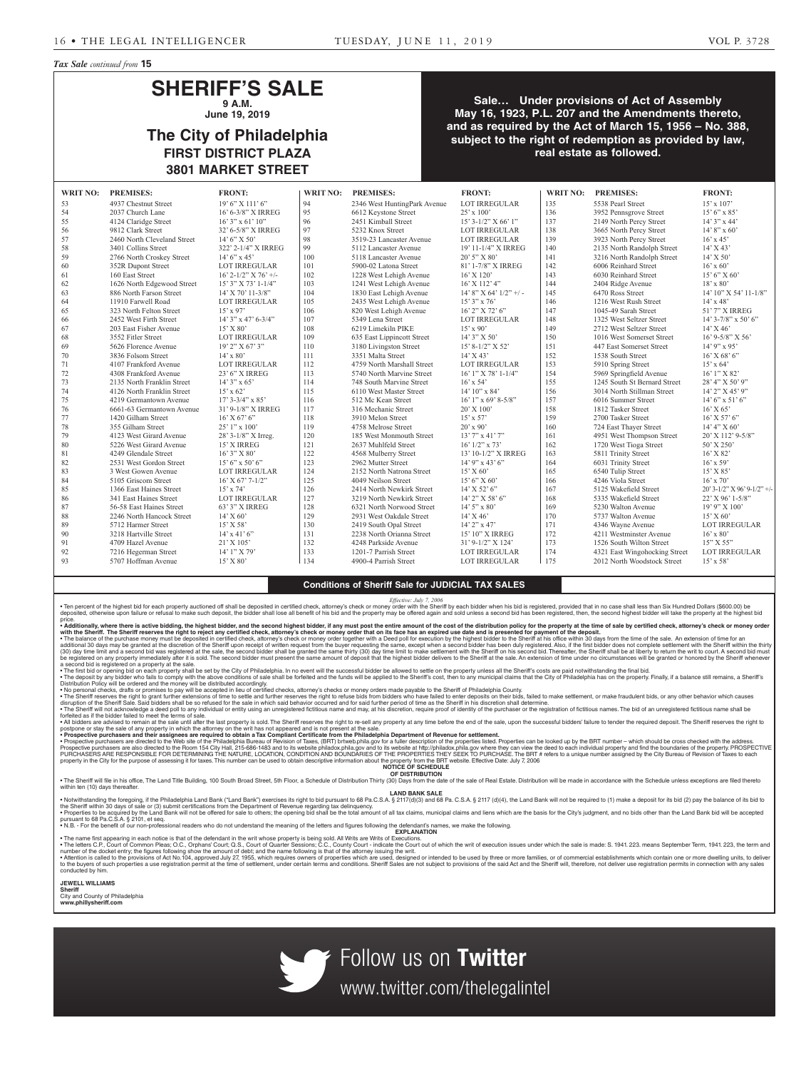*Tax Sale continued from* **15**

# SHERIFF'S SALE

**9 A.M.**
**June 19, 2019**

## The City of Philadelphia

### FIRST DISTRICT PLAZA
### 3801 MARKET STREET

**Sale… Under provisions of Act of Assembly May 16, 1923, P.L. 207 and the Amendments thereto, and as required by the Act of March 15, 1956 – No. 388, subject to the right of redemption as provided by law, real estate as followed.**

| WRIT NO: | PREMISES: | FRONT: |
|---|---|---|
| 53 | 4937 Chestnut Street | 19' 6" X 111' 6" |
| 54 | 2037 Church Lane | 16' 6-3/8" X IRREG |
| 55 | 4124 Claridge Street | 16' 3" x 61' 10" |
| 56 | 9812 Clark Street | 32' 6-5/8" X IRREG |
| 57 | 2460 North Cleveland Street | 14' 6" X 50' |
| 58 | 3401 Collins Street | 322' 2-1/4" X IRREG |
| 59 | 2766 North Croskey Street | 14' 6" x 45' |
| 60 | 352R Dupont Street | LOT IRREGULAR |
| 61 | 160 East Street | 16' 2-1/2" X 76' +/- |
| 62 | 1626 North Edgewood Street | 15' 3" X 73' 1-1/4" |
| 63 | 886 North Farson Street | 14' X 70' 11-3/8" |
| 64 | 11910 Farwell Road | LOT IRREGULAR |
| 65 | 323 North Felton Street | 15' x 97' |
| 66 | 2452 West Firth Street | 14' 3" x 47' 6-3/4" |
| 67 | 203 East Fisher Avenue | 15' X 80' |
| 68 | 3552 Fitler Street | LOT IRREGULAR |
| 69 | 5626 Florence Avenue | 19' 2" X 67' 3" |
| 70 | 3836 Folsom Street | 14' x 80' |
| 71 | 4107 Frankford Avenue | LOT IRREGULAR |
| 72 | 4308 Frankford Avenue | 23' 6" X IRREG |
| 73 | 2135 North Franklin Street | 14' 3" x 65' |
| 74 | 4126 North Franklin Street | 15' x 62' |
| 75 | 4219 Germantown Avenue | 17' 3-3/4" x 85' |
| 76 | 6661-63 Germantown Avenue | 31' 9-1/8" X IRREG |
| 77 | 1420 Gilham Street | 16' X 67' 6" |
| 78 | 355 Gilham Street | 25' 1" x 100' |
| 79 | 4123 West Girard Avenue | 28' 3-1/8" X Irreg. |
| 80 | 5226 West Girard Avenue | 15' X IRREG |
| 81 | 4249 Glendale Street | 16' 3" X 80' |
| 82 | 2531 West Gordon Street | 15' 6" x 50' 6" |
| 83 | 3 West Gowen Avenue | LOT IRREGULAR |
| 84 | 5105 Griscom Street | 16' X 67' 7-1/2" |
| 85 | 1366 East Haines Street | 15' x 74' |
| 86 | 341 East Haines Street | LOT IRREGULAR |
| 87 | 56-58 East Haines Street | 63' 3" X IRREG |
| 88 | 2246 North Hancock Street | 14' X 60' |
| 89 | 5712 Harmer Street | 15' X 58' |
| 90 | 3218 Hartville Street | 14' x 41' 6" |
| 91 | 4709 Hazel Avenue | 21' X 105' |
| 92 | 7216 Hegerman Street | 14' 1" X 79' |
| 93 | 5707 Hoffman Avenue | 15' X 80' |
| 94 | 2346 West HuntingPark Avenue | LOT IRREGULAR |
| 95 | 6612 Keystone Street | 25' x 100' |
| 96 | 2451 Kimball Street | 15' 3-1/2" X 66' 1" |
| 97 | 5232 Knox Street | LOT IRREGULAR |
| 98 | 3519-23 Lancaster Avenue | LOT IRREGULAR |
| 99 | 5112 Lancaster Avenue | 19' 11-1/4" X IRREG |
| 100 | 5118 Lancaster Avenue | 20' 5" X 80' |
| 101 | 5900-02 Latona Street | 81' 1-7/8" X IRREG |
| 102 | 1228 West Lehigh Avenue | 16' X 120' |
| 103 | 1241 West Lehigh Avenue | 16' X 112' 4" |
| 104 | 1830 East Lehigh Avenue | 14' 8" X 64' 1/2" +/ - |
| 105 | 2435 West Lehigh Avenue | 15' 3" x 76' |
| 106 | 820 West Lehigh Avenue | 16' 2" X 72' 6" |
| 107 | 5349 Lena Street | LOT IRREGULAR |
| 108 | 6219 Limekiln PIKE | 15' x 90' |
| 109 | 635 East Lippincott Street | 14' 3" X 50' |
| 110 | 3180 Livingston Street | 15' 8-1/2" X 52' |
| 111 | 3351 Malta Street | 14' X 43' |
| 112 | 4759 North Marshall Street | LOT IRREGULAR |
| 113 | 5740 North Marvine Street | 16' 1" X 78' 1-1/4" |
| 114 | 748 South Marvine Street | 16' x 54' |
| 115 | 6110 West Master Street | 14' 10" x 84' |
| 116 | 512 Mc Kean Street | 16' 1" x 69' 8-5/8" |
| 117 | 316 Mechanic Street | 20' X 100' |
| 118 | 3910 Melon Street | 15' x 57' |
| 119 | 4758 Melrose Street | 20' x 90' |
| 120 | 185 West Monmouth Street | 13' 7" x 41' 7" |
| 121 | 2637 Muhlfeld Street | 16' 1/2" x 73' |
| 122 | 4568 Mulberry Street | 13' 10-1/2" X IRREG |
| 123 | 2962 Mutter Street | 14' 9" x 43' 6" |
| 124 | 2152 North Natrona Street | 15' X 60' |
| 125 | 4049 Neilson Street | 15' 6" X 60' |
| 126 | 2414 North Newkirk Street | 14' X 52' 6" |
| 127 | 3219 North Newkirk Street | 14' 2" X 58' 6" |
| 128 | 6321 North Norwood Street | 14' 5" x 80' |
| 129 | 2931 West Oakdale Street | 14' X 46' |
| 130 | 2419 South Opal Street | 14' 2" x 47' |
| 131 | 2238 North Orianna Street | 15' 10" X IRREG |
| 132 | 4248 Parkside Avenue | 31' 9-1/2" X 124' |
| 133 | 1201-7 Parrish Street | LOT IRREGULAR |
| 134 | 4900-4 Parrish Street | LOT IRREGULAR |
| 135 | 5538 Pearl Street | 15' x 107' |
| 136 | 3952 Pennsgrove Street | 15' 6" X 85' |
| 137 | 2149 North Percy Street | 14' 3" x 44' |
| 138 | 3665 North Percy Street | 14' 8" x 60' |
| 139 | 3923 North Percy Street | 16' x 45' |
| 140 | 2135 North Randolph Street | 14' X 43' |
| 141 | 3216 North Randolph Street | 14' X 50' |
| 142 | 6006 Reinhard Street | 16' x 60' |
| 143 | 6030 Reinhard Street | 15' 6" X 60' |
| 144 | 2404 Ridge Avenue | 18' x 80' |
| 145 | 6470 Ross Street | 14' 10" X 54' 11-1/8" |
| 146 | 1216 West Rush Street | 14' x 48' |
| 147 | 1045-49 Sarah Street | 51' 7" X IRREG |
| 148 | 1325 West Seltzer Street | 14' 3-7/8" x 50' 6" |
| 149 | 2712 West Seltzer Street | 14' X 46' |
| 150 | 1016 West Somerset Street | 16' 9-5/8" X 56' |
| 151 | 447 East Somerset Street | 14' 9" x 95' |
| 152 | 1538 South Street | 16' X 68' 6" |
| 153 | 5910 Spring Street | 15' x 64' |
| 154 | 5969 Springfield Avenue | 16' 1" X 82' |
| 155 | 1245 South St Bernard Street | 28' 4" X 50' 9" |
| 156 | 3014 North Stillman Street | 14' 2" X 45' 9" |
| 157 | 6016 Summer Street | 14' 6" x 51' 6" |
| 158 | 1812 Tasker Street | 16' X 65' |
| 159 | 2700 Tasker Street | 16' X 57' 6" |
| 160 | 724 East Thayer Street | 14' 4" X 60' |
| 161 | 4951 West Thompson Street | 20' X 112' 9-5/8" |
| 162 | 1720 West Tioga Street | 50' X 250' |
| 163 | 5811 Trinity Street | 16' X 82' |
| 164 | 6031 Trinity Street | 16' x 59' |
| 165 | 6540 Tulip Street | 15' X 85' |
| 166 | 4246 Viola Street | 16' x 70' |
| 167 | 5125 Wakefield Street | 20' 3-1/2" X 96' 9-1/2" +/- |
| 168 | 5335 Wakefield Street | 22' X 96' 1-5/8" |
| 169 | 5230 Walton Avenue | 19' 9" X 100' |
| 170 | 5737 Walton Avenue | 15' X 60' |
| 171 | 4346 Wayne Avenue | LOT IRREGULAR |
| 172 | 4211 Westminster Avenue | 16' x 80' |
| 173 | 1526 South Wilton Street | 15" X 55" |
| 174 | 4321 East Wingohocking Street | LOT IRREGULAR |
| 175 | 2012 North Woodstock Street | 15' x 58' |

## Conditions of Sheriff Sale for JUDICIAL TAX SALES

*Effective: July 7, 2006*

• Ten percent of the highest bid for each property auctioned off shall be deposited in certified check, attorney's check or money order with the Sheriff by each bidder when his bid is registered, provided that in no case shall less than Six Hundred Dollars ($600.00) be deposited, otherwise upon failure or refusal to make such deposit, the bidder shall lose all benefit of his bid and the property may be offered again and sold unless a second bid has been registered, then, the second highest bidder will take the property at the highest bid price.

**• Additionally, where there is active bidding, the highest bidder, and the second highest bidder, if any must post the entire amount of the cost of the distribution policy for the property at the time of sale by certified check, attorney's check or money order with the Sheriff. The Sheriff reserves the right to reject any certified check, attorney's check or money order that on its face has an expired use date and is presented for payment of the deposit.**

• The balance of the purchase money must be deposited in certified check, attorney's check or money order together with a Deed poll for execution by the highest bidder to the Sheriff at his office within 30 days from the time of the sale. An extension of time for an additional 30 days may be granted at the discretion of the Sheriff upon receipt of written request from the buyer requesting the same, except when a second bidder has been duly registered. Also, if the first bidder does not complete settlement with the Sheriff within the thirty (30) day time limit and a second bid was registered at the sale, the second bidder shall be granted the same thirty (30) day time limit to make settlement with the Sheriff on his second bid. Thereafter, the Sheriff shall be at liberty to return the writ to court. A second bid must be registered on any property immediately after it is sold. The second bidder must present the same amount of deposit that the highest bidder delivers to the Sheriff at the sale. An extension of time under no circumstances will be granted or honored by the Sheriff whenever a second bid is registered on a property at the sale.

• The first bid or opening bid on each property shall be set by the City of Philadelphia. In no event will the successful bidder be allowed to settle on the property unless all the Sheriff's costs are paid notwithstanding the final bid.

• The deposit by any bidder who fails to comply with the above conditions of sale shall be forfeited and the funds will be applied to the Sheriff's cost, then to any municipal claims that the City of Philadelphia has on the property. Finally, if a balance still remains, a Sheriff's Distribution Policy will be ordered and the money will be distributed accordingly.

• No personal checks, drafts or promises to pay will be accepted in lieu of certified checks, attorney's checks or money orders made payable to the Sheriff of Philadelphia County.

• The Sheriff reserves the right to grant further extensions of time to settle and further reserves the right to refuse bids from bidders who have failed to enter deposits on their bids, failed to make settlement, or make fraudulent bids, or any other behavior which causes disruption of the Sheriff Sale. Said bidders shall be so refused for the sale in which said behavior occurred and for said further period of time as the Sheriff in his discretion shall determine.

• The Sheriff will not acknowledge a deed poll to any individual or entity using an unregistered fictitious name and may, at his discretion, require proof of identity of the purchaser or the registration of fictitious names. The bid of an unregistered fictitious name shall be forfeited as if the bidder failed to meet the terms of sale.

• All bidders are advised to remain at the sale until after the last property is sold. The Sheriff reserves the right to re-sell any property at any time before the end of the sale, upon the successful bidders' failure to tender the required deposit. The Sheriff reserves the right to postpone or stay the sale of any property in which the attorney on the writ has not appeared and is not present at the sale.

**• Prospective purchasers and their assignees are required to obtain a Tax Compliant Certificate from the Philadelphia Department of Revenue for settlement.**

• Prospective purchasers are directed to the Web site of the Philadelphia Bureau of Revision of Taxes, (BRT) brtweb.phila.gov for a fuller description of the properties listed. Properties can be looked up by the BRT number – which should be cross checked with the address. Prospective purchasers are also directed to the Room 154 City Hall, 215-686-1483 and to its website philadox.phila.gov and to its website at http://philadox.phila.gov where they can view the deed to each individual property and find the boundaries of the property. PROSPECTIVE PURCHASERS ARE RESPONSIBLE FOR DETERMINING THE NATURE, LOCATION, CONDITION AND BOUNDARIES OF THE PROPERTIES THEY SEEK TO PURCHASE. The BRT # refers to a unique number assigned by the City Bureau of Revision of Taxes to each property in the City for the purpose of assessing it for taxes. This number can be used to obtain descriptive information about the property from the BRT website. Effective Date: July 7, 2006

**NOTICE OF SCHEDULE OF DISTRIBUTION**

• The Sheriff will file in his office, The Land Title Building, 100 South Broad Street, 5th Floor, a Schedule of Distribution Thirty (30) Days from the date of the sale of Real Estate. Distribution will be made in accordance with the Schedule unless exceptions are filed thereto within ten (10) days thereafter.

**LAND BANK SALE**

• Notwithstanding the foregoing, if the Philadelphia Land Bank ("Land Bank") exercises its right to bid pursuant to 68 Pa.C.S.A. § 2117(d)(3) and 68 Pa. C.S.A. § 2117 (d)(4), the Land Bank will not be required to (1) make a deposit for its bid (2) pay the balance of its bid to the Sheriff within 30 days of sale or (3) submit certifications from the Department of Revenue regarding tax delinquency.

• Properties to be acquired by the Land Bank will not be offered for sale to others; the opening bid shall be the total amount of all tax claims, municipal claims and liens which are the basis for the City's judgment, and no bids other than the Land Bank bid will be accepted pursuant to 68 Pa.C.S.A. § 2101, et seq.

• N.B. - For the benefit of our non-professional readers who do not understand the meaning of the letters and figures following the defendant's names, we make the following.

**EXPLANATION**

• The name first appearing in each notice is that of the defendant in the writ whose property is being sold. All Writs are Writs of Executions.

• The letters C.P., Court of Common Pleas; O.C., Orphans' Court; Q.S., Court of Quarter Sessions; C.C., County Court - indicate the Court out of which the writ of execution issues under which the sale is made: S. 1941. 223. means September Term, 1941. 223, the term and number of the docket entry; the figures following show the amount of debt; and the name following is that of the attorney issuing the writ.

• Attention is called to the provisions of Act No.104, approved July 27, 1955, which requires owners of properties which are used, designed or intended to be used by three or more families, or of commercial establishments which contain one or more dwelling units, to deliver to the buyers of such properties a use registration permit at the time of settlement, under certain terms and conditions. Sheriff Sales are not subject to provisions of the said Act and the Sheriff will, therefore, not deliver use registration permits in connection with any sales conducted by him.

**JEWELL WILLIAMS**
**Sheriff**
City and County of Philadelphia
**www.phillysheriff.com**

Follow us on **Twitter**
www.twitter.com/thelegalintel